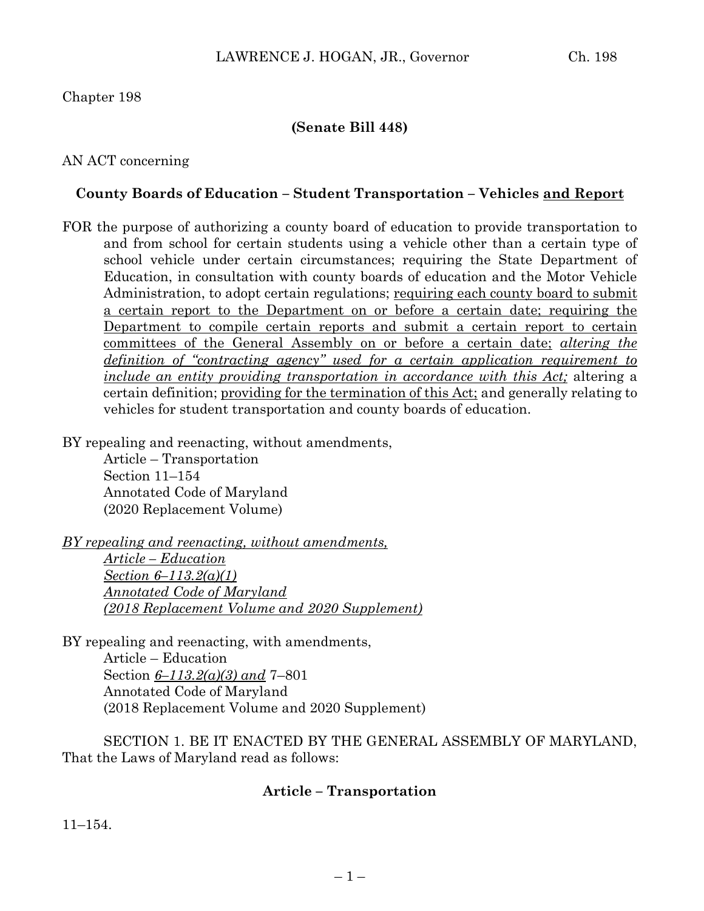Chapter 198

**(Senate Bill 448)**

AN ACT concerning

**County Boards of Education – Student Transportation – Vehicles <u>and Report</u>**

FOR the purpose of authorizing a county board of education to provide transportation to and from school for certain students using a vehicle other than a certain type of school vehicle under certain circumstances; requiring the State Department of Education, in consultation with county boards of education and the Motor Vehicle Administration, to adopt certain regulations; <u>requiring each county board to submit a certain report to the Department on or before a certain date; requiring the Department to compile certain reports and submit a certain report to certain committees of the General Assembly on or before a certain date;</u> <u>*altering the definition of "contracting agency" used for a certain application requirement to include an entity providing transportation in accordance with this Act;*</u> altering a certain definition; <u>providing for the termination of this Act;</u> and generally relating to vehicles for student transportation and county boards of education.

BY repealing and reenacting, without amendments,
Article – Transportation
Section 11–154
Annotated Code of Maryland
(2020 Replacement Volume)

<u>*BY repealing and reenacting, without amendments,*</u>
<u>*Article – Education*</u>
<u>*Section 6–113.2(a)(1)*</u>
<u>*Annotated Code of Maryland*</u>
<u>*(2018 Replacement Volume and 2020 Supplement)*</u>

BY repealing and reenacting, with amendments,
Article – Education
Section <u>*6–113.2(a)(3) and*</u> 7–801
Annotated Code of Maryland
(2018 Replacement Volume and 2020 Supplement)

SECTION 1. BE IT ENACTED BY THE GENERAL ASSEMBLY OF MARYLAND, That the Laws of Maryland read as follows:

**Article – Transportation**

11–154.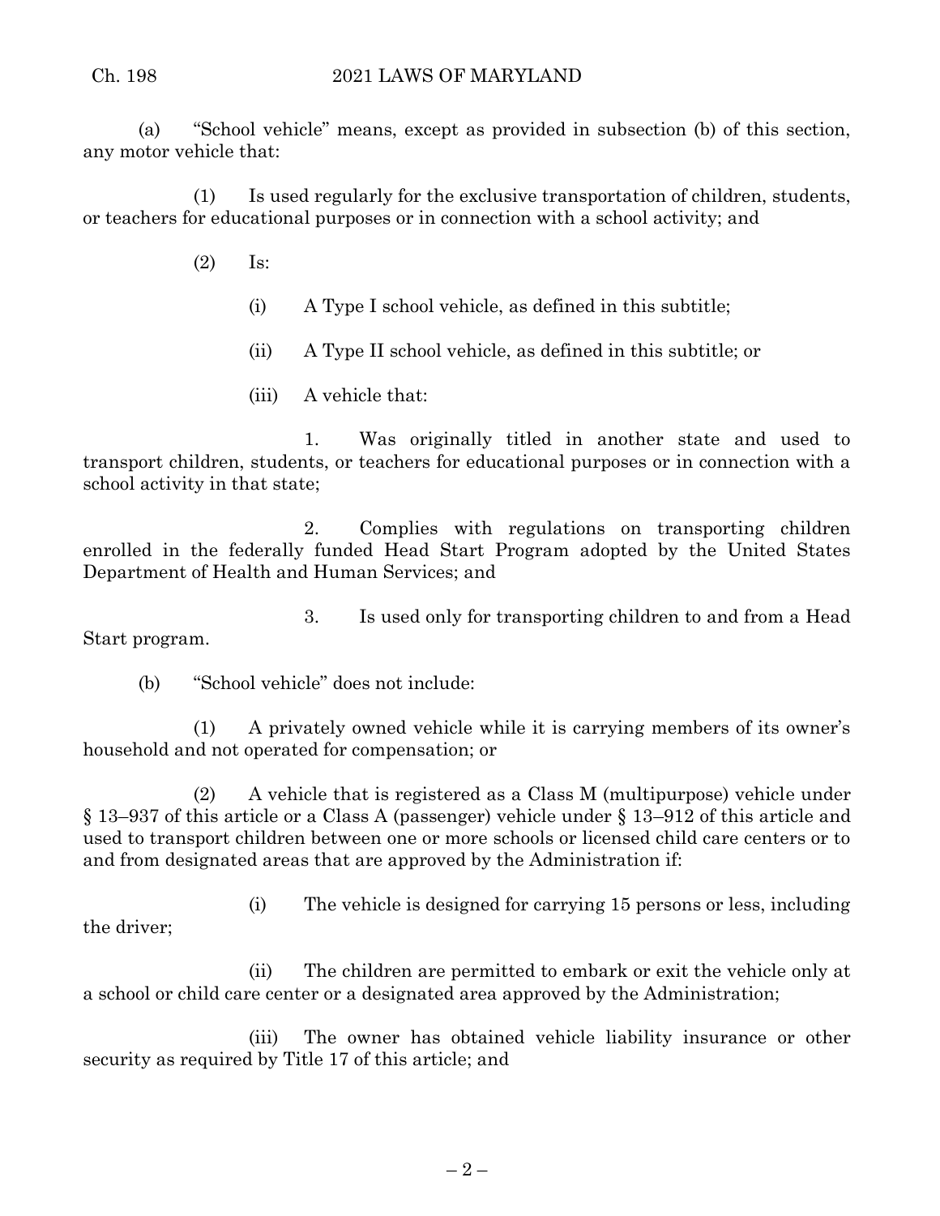(a) "School vehicle" means, except as provided in subsection (b) of this section, any motor vehicle that:

(1) Is used regularly for the exclusive transportation of children, students, or teachers for educational purposes or in connection with a school activity; and

(2) Is:

(i) A Type I school vehicle, as defined in this subtitle;

(ii) A Type II school vehicle, as defined in this subtitle; or

(iii) A vehicle that:

1. Was originally titled in another state and used to transport children, students, or teachers for educational purposes or in connection with a school activity in that state;

2. Complies with regulations on transporting children enrolled in the federally funded Head Start Program adopted by the United States Department of Health and Human Services; and

3. Is used only for transporting children to and from a Head Start program.

(b) "School vehicle" does not include:

(1) A privately owned vehicle while it is carrying members of its owner's household and not operated for compensation; or

(2) A vehicle that is registered as a Class M (multipurpose) vehicle under § 13–937 of this article or a Class A (passenger) vehicle under § 13–912 of this article and used to transport children between one or more schools or licensed child care centers or to and from designated areas that are approved by the Administration if:

(i) The vehicle is designed for carrying 15 persons or less, including the driver;

(ii) The children are permitted to embark or exit the vehicle only at a school or child care center or a designated area approved by the Administration;

(iii) The owner has obtained vehicle liability insurance or other security as required by Title 17 of this article; and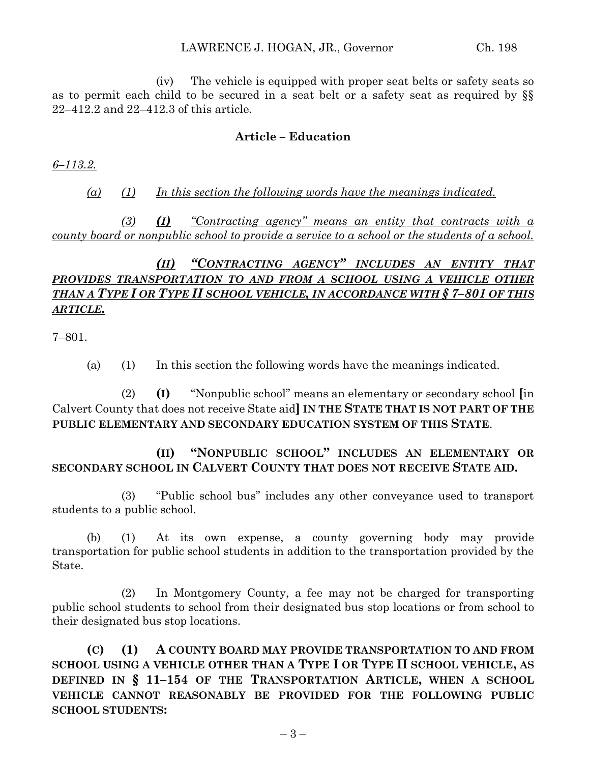(iv) The vehicle is equipped with proper seat belts or safety seats so as to permit each child to be secured in a seat belt or a safety seat as required by §§ 22–412.2 and 22–412.3 of this article.

**Article – Education**

*6–113.2.*

*(a) (1) In this section the following words have the meanings indicated.*

*(3)* ***(I)*** *"Contracting agency" means an entity that contracts with a county board or nonpublic school to provide a service to a school or the students of a school.*

***(II) "CONTRACTING AGENCY" INCLUDES AN ENTITY THAT PROVIDES TRANSPORTATION TO AND FROM A SCHOOL USING A VEHICLE OTHER THAN A TYPE I OR TYPE II SCHOOL VEHICLE, IN ACCORDANCE WITH § 7–801 OF THIS ARTICLE.***

7–801.

(a) (1) In this section the following words have the meanings indicated.

(2) **(I)** "Nonpublic school" means an elementary or secondary school **[**in Calvert County that does not receive State aid**] IN THE STATE THAT IS NOT PART OF THE PUBLIC ELEMENTARY AND SECONDARY EDUCATION SYSTEM OF THIS STATE**.

**(II) "NONPUBLIC SCHOOL" INCLUDES AN ELEMENTARY OR SECONDARY SCHOOL IN CALVERT COUNTY THAT DOES NOT RECEIVE STATE AID.**

(3) "Public school bus" includes any other conveyance used to transport students to a public school.

(b) (1) At its own expense, a county governing body may provide transportation for public school students in addition to the transportation provided by the State.

(2) In Montgomery County, a fee may not be charged for transporting public school students to school from their designated bus stop locations or from school to their designated bus stop locations.

**(C) (1) A COUNTY BOARD MAY PROVIDE TRANSPORTATION TO AND FROM SCHOOL USING A VEHICLE OTHER THAN A TYPE I OR TYPE II SCHOOL VEHICLE, AS DEFINED IN § 11–154 OF THE TRANSPORTATION ARTICLE, WHEN A SCHOOL VEHICLE CANNOT REASONABLY BE PROVIDED FOR THE FOLLOWING PUBLIC SCHOOL STUDENTS:**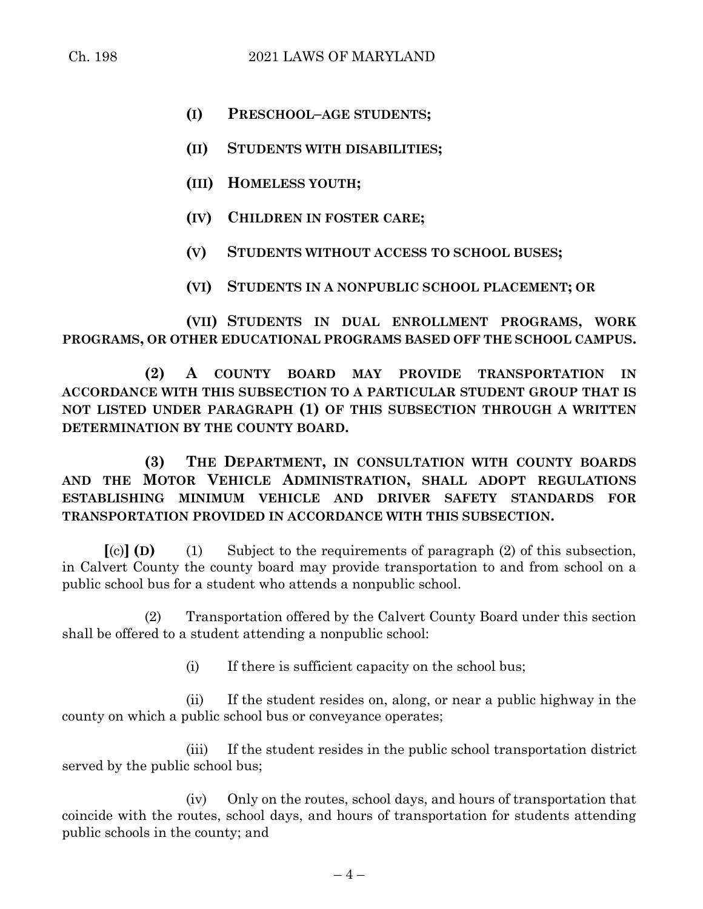**(I) PRESCHOOL–AGE STUDENTS;**

**(II) STUDENTS WITH DISABILITIES;**

**(III) HOMELESS YOUTH;**

**(IV) CHILDREN IN FOSTER CARE;**

**(V) STUDENTS WITHOUT ACCESS TO SCHOOL BUSES;**

**(VI) STUDENTS IN A NONPUBLIC SCHOOL PLACEMENT; OR**

**(VII) STUDENTS IN DUAL ENROLLMENT PROGRAMS, WORK PROGRAMS, OR OTHER EDUCATIONAL PROGRAMS BASED OFF THE SCHOOL CAMPUS.**

**(2) A COUNTY BOARD MAY PROVIDE TRANSPORTATION IN ACCORDANCE WITH THIS SUBSECTION TO A PARTICULAR STUDENT GROUP THAT IS NOT LISTED UNDER PARAGRAPH (1) OF THIS SUBSECTION THROUGH A WRITTEN DETERMINATION BY THE COUNTY BOARD.**

**(3) THE DEPARTMENT, IN CONSULTATION WITH COUNTY BOARDS AND THE MOTOR VEHICLE ADMINISTRATION, SHALL ADOPT REGULATIONS ESTABLISHING MINIMUM VEHICLE AND DRIVER SAFETY STANDARDS FOR TRANSPORTATION PROVIDED IN ACCORDANCE WITH THIS SUBSECTION.**

**[**(c)**] (D)** (1) Subject to the requirements of paragraph (2) of this subsection, in Calvert County the county board may provide transportation to and from school on a public school bus for a student who attends a nonpublic school.

(2) Transportation offered by the Calvert County Board under this section shall be offered to a student attending a nonpublic school:

(i) If there is sufficient capacity on the school bus;

(ii) If the student resides on, along, or near a public highway in the county on which a public school bus or conveyance operates;

(iii) If the student resides in the public school transportation district served by the public school bus;

(iv) Only on the routes, school days, and hours of transportation that coincide with the routes, school days, and hours of transportation for students attending public schools in the county; and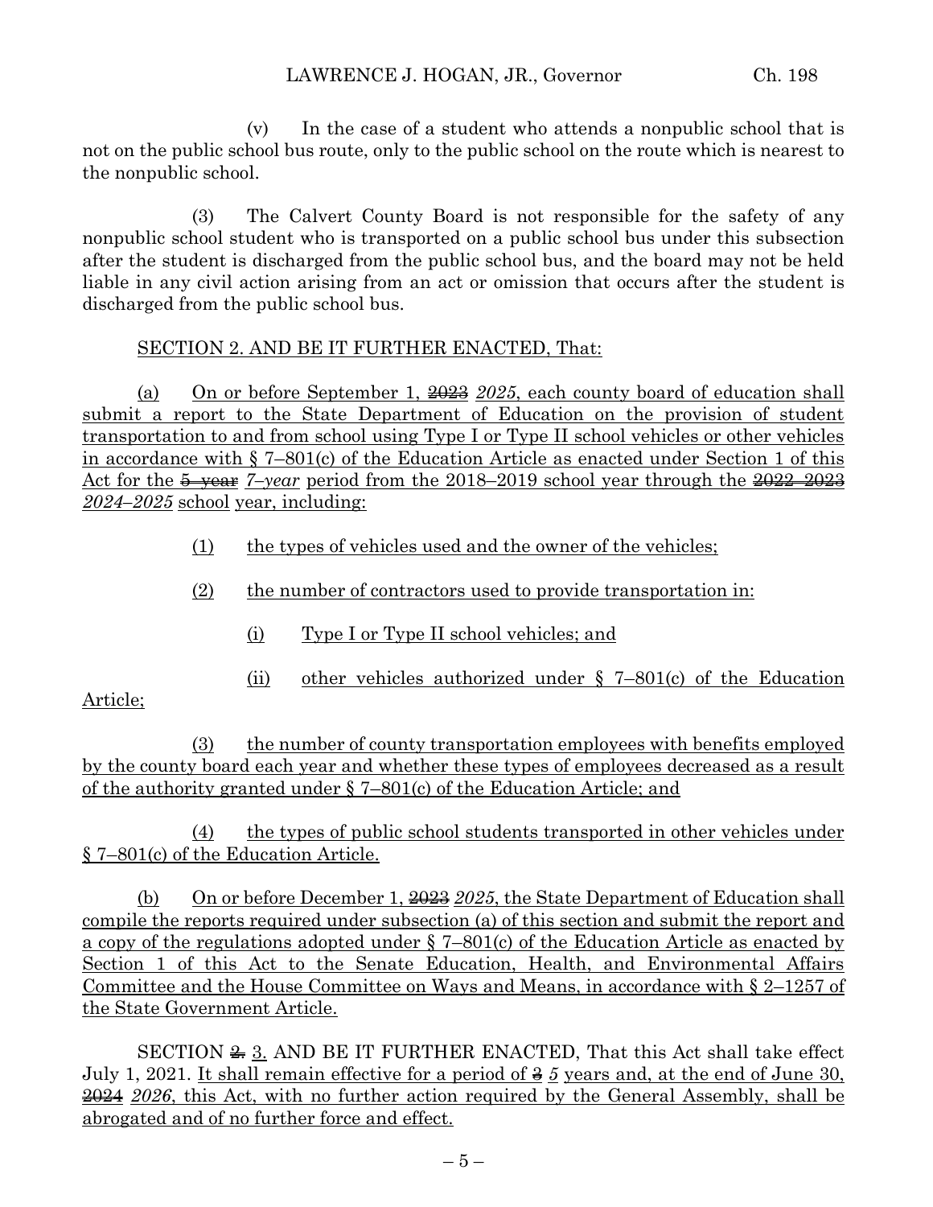(v) In the case of a student who attends a nonpublic school that is not on the public school bus route, only to the public school on the route which is nearest to the nonpublic school.

(3) The Calvert County Board is not responsible for the safety of any nonpublic school student who is transported on a public school bus under this subsection after the student is discharged from the public school bus, and the board may not be held liable in any civil action arising from an act or omission that occurs after the student is discharged from the public school bus.

SECTION 2. AND BE IT FURTHER ENACTED, That:

(a) On or before September 1, ~~2023~~ *2025*, each county board of education shall submit a report to the State Department of Education on the provision of student transportation to and from school using Type I or Type II school vehicles or other vehicles in accordance with § 7–801(c) of the Education Article as enacted under Section 1 of this Act for the ~~5–year~~ *7–year* period from the 2018–2019 school year through the ~~2022–2023~~ *2024–2025* school year, including:

(1) the types of vehicles used and the owner of the vehicles;

(2) the number of contractors used to provide transportation in:

(i) Type I or Type II school vehicles; and

(ii) other vehicles authorized under § 7–801(c) of the Education Article;

(3) the number of county transportation employees with benefits employed by the county board each year and whether these types of employees decreased as a result of the authority granted under § 7–801(c) of the Education Article; and

(4) the types of public school students transported in other vehicles under § 7–801(c) of the Education Article.

(b) On or before December 1, ~~2023~~ *2025*, the State Department of Education shall compile the reports required under subsection (a) of this section and submit the report and a copy of the regulations adopted under § 7–801(c) of the Education Article as enacted by Section 1 of this Act to the Senate Education, Health, and Environmental Affairs Committee and the House Committee on Ways and Means, in accordance with § 2–1257 of the State Government Article.

SECTION ~~2.~~ 3. AND BE IT FURTHER ENACTED, That this Act shall take effect July 1, 2021. It shall remain effective for a period of ~~3~~ *5* years and, at the end of June 30, ~~2024~~ *2026*, this Act, with no further action required by the General Assembly, shall be abrogated and of no further force and effect.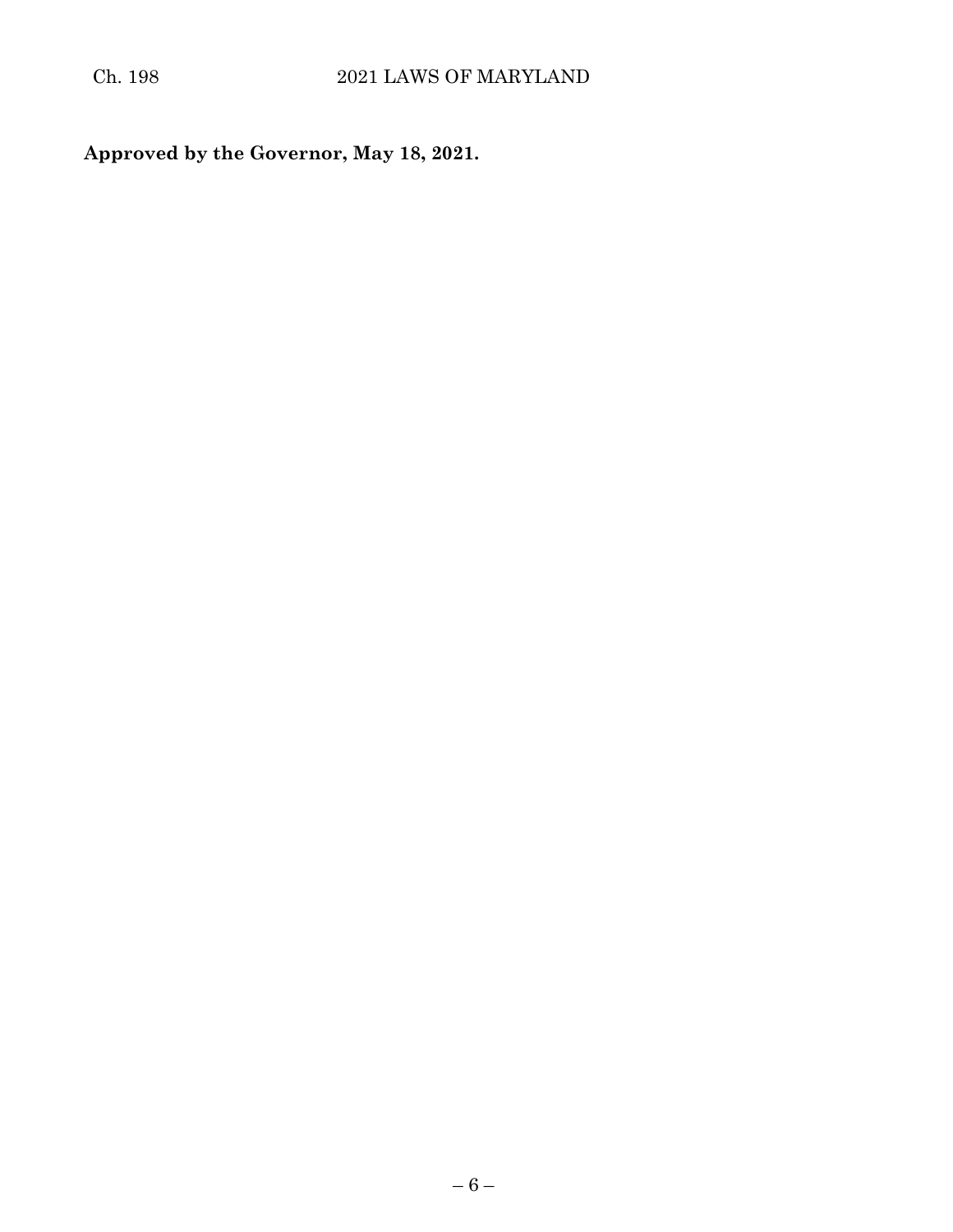**Approved by the Governor, May 18, 2021.**